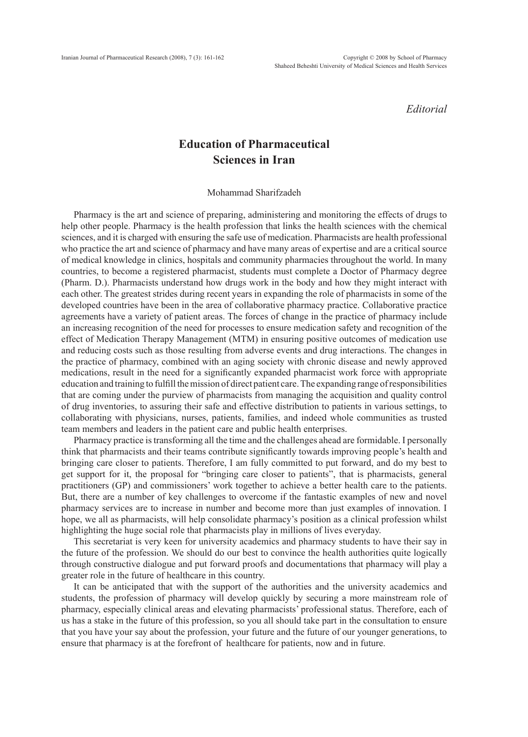*Editorial*

# Education of Pharmaceutical Sciences in Iran

Mohammad Sharifzadeh

Pharmacy is the art and science of preparing, administering and monitoring the effects of drugs to help other people. Pharmacy is the health profession that links the health sciences with the chemical sciences, and it is charged with ensuring the safe use of medication. Pharmacists are health professional who practice the art and science of pharmacy and have many areas of expertise and are a critical source of medical knowledge in clinics, hospitals and community pharmacies throughout the world. In many countries, to become a registered pharmacist, students must complete a Doctor of Pharmacy degree (Pharm. D.). Pharmacists understand how drugs work in the body and how they might interact with each other. The greatest strides during recent years in expanding the role of pharmacists in some of the developed countries have been in the area of collaborative pharmacy practice. Collaborative practice agreements have a variety of patient areas. The forces of change in the practice of pharmacy include an increasing recognition of the need for processes to ensure medication safety and recognition of the effect of Medication Therapy Management (MTM) in ensuring positive outcomes of medication use and reducing costs such as those resulting from adverse events and drug interactions. The changes in the practice of pharmacy, combined with an aging society with chronic disease and newly approved medications, result in the need for a significantly expanded pharmacist work force with appropriate education and training to fulfill the mission of direct patient care. The expanding range of responsibilities that are coming under the purview of pharmacists from managing the acquisition and quality control of drug inventories, to assuring their safe and effective distribution to patients in various settings, to collaborating with physicians, nurses, patients, families, and indeed whole communities as trusted team members and leaders in the patient care and public health enterprises.

Pharmacy practice is transforming all the time and the challenges ahead are formidable. I personally think that pharmacists and their teams contribute significantly towards improving people's health and bringing care closer to patients. Therefore, I am fully committed to put forward, and do my best to get support for it, the proposal for "bringing care closer to patients", that is pharmacists, general practitioners (GP) and commissioners' work together to achieve a better health care to the patients. But, there are a number of key challenges to overcome if the fantastic examples of new and novel pharmacy services are to increase in number and become more than just examples of innovation. I hope, we all as pharmacists, will help consolidate pharmacy's position as a clinical profession whilst highlighting the huge social role that pharmacists play in millions of lives everyday.

This secretariat is very keen for university academics and pharmacy students to have their say in the future of the profession. We should do our best to convince the health authorities quite logically through constructive dialogue and put forward proofs and documentations that pharmacy will play a greater role in the future of healthcare in this country.

It can be anticipated that with the support of the authorities and the university academics and students, the profession of pharmacy will develop quickly by securing a more mainstream role of pharmacy, especially clinical areas and elevating pharmacists' professional status. Therefore, each of us has a stake in the future of this profession, so you all should take part in the consultation to ensure that you have your say about the profession, your future and the future of our younger generations, to ensure that pharmacy is at the forefront of healthcare for patients, now and in future.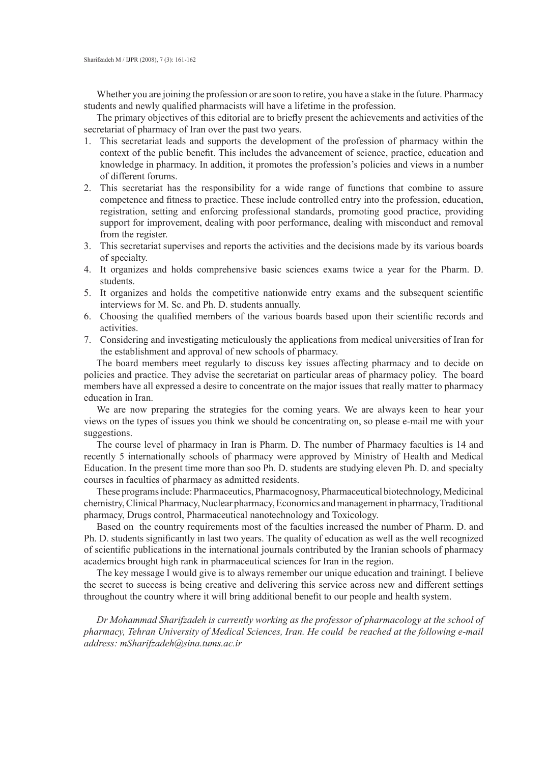Whether you are joining the profession or are soon to retire, you have a stake in the future. Pharmacy students and newly qualified pharmacists will have a lifetime in the profession.

The primary objectives of this editorial are to briefly present the achievements and activities of the secretariat of pharmacy of Iran over the past two years.

1. This secretariat leads and supports the development of the profession of pharmacy within the context of the public benefit. This includes the advancement of science, practice, education and knowledge in pharmacy. In addition, it promotes the profession's policies and views in a number of different forums.
2. This secretariat has the responsibility for a wide range of functions that combine to assure competence and fitness to practice. These include controlled entry into the profession, education, registration, setting and enforcing professional standards, promoting good practice, providing support for improvement, dealing with poor performance, dealing with misconduct and removal from the register.
3. This secretariat supervises and reports the activities and the decisions made by its various boards of specialty.
4. It organizes and holds comprehensive basic sciences exams twice a year for the Pharm. D. students.
5. It organizes and holds the competitive nationwide entry exams and the subsequent scientific interviews for M. Sc. and Ph. D. students annually.
6. Choosing the qualified members of the various boards based upon their scientific records and activities.
7. Considering and investigating meticulously the applications from medical universities of Iran for the establishment and approval of new schools of pharmacy.

The board members meet regularly to discuss key issues affecting pharmacy and to decide on policies and practice. They advise the secretariat on particular areas of pharmacy policy. The board members have all expressed a desire to concentrate on the major issues that really matter to pharmacy education in Iran.

We are now preparing the strategies for the coming years. We are always keen to hear your views on the types of issues you think we should be concentrating on, so please e-mail me with your suggestions.

The course level of pharmacy in Iran is Pharm. D. The number of Pharmacy faculties is 14 and recently 5 internationally schools of pharmacy were approved by Ministry of Health and Medical Education. In the present time more than soo Ph. D. students are studying eleven Ph. D. and specialty courses in faculties of pharmacy as admitted residents.

These programs include: Pharmaceutics, Pharmacognosy, Pharmaceutical biotechnology, Medicinal chemistry, Clinical Pharmacy, Nuclear pharmacy, Economics and management in pharmacy, Traditional pharmacy, Drugs control, Pharmaceutical nanotechnology and Toxicology.

Based on the country requirements most of the faculties increased the number of Pharm. D. and Ph. D. students significantly in last two years. The quality of education as well as the well recognized of scientific publications in the international journals contributed by the Iranian schools of pharmacy academics brought high rank in pharmaceutical sciences for Iran in the region.

The key message I would give is to always remember our unique education and trainingt. I believe the secret to success is being creative and delivering this service across new and different settings throughout the country where it will bring additional benefit to our people and health system.

*Dr Mohammad Sharifzadeh is currently working as the professor of pharmacology at the school of pharmacy, Tehran University of Medical Sciences, Iran. He could be reached at the following e-mail address: mSharifzadeh@sina.tums.ac.ir*